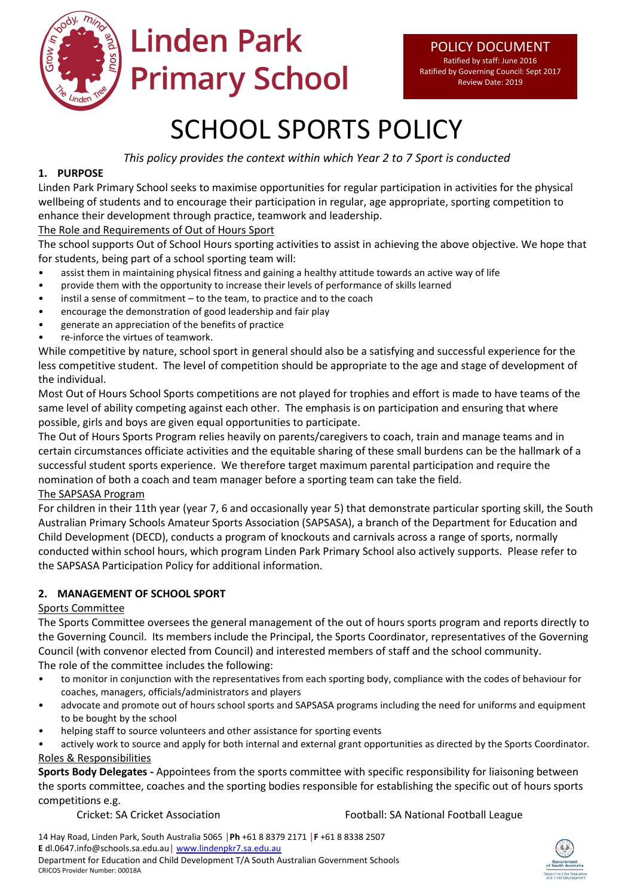# Linden Park Primary School

**POLICY DOCUMENT**
Ratified by staff: June 2016
Ratified by Governing Council: Sept 2017
Review Date: 2019

# SCHOOL SPORTS POLICY

*This policy provides the context within which Year 2 to 7 Sport is conducted*

## 1. PURPOSE

Linden Park Primary School seeks to maximise opportunities for regular participation in activities for the physical wellbeing of students and to encourage their participation in regular, age appropriate, sporting competition to enhance their development through practice, teamwork and leadership.

The Role and Requirements of Out of Hours Sport

The school supports Out of School Hours sporting activities to assist in achieving the above objective. We hope that for students, being part of a school sporting team will:

- assist them in maintaining physical fitness and gaining a healthy attitude towards an active way of life
- provide them with the opportunity to increase their levels of performance of skills learned
- instil a sense of commitment – to the team, to practice and to the coach
- encourage the demonstration of good leadership and fair play
- generate an appreciation of the benefits of practice
- re-inforce the virtues of teamwork.

While competitive by nature, school sport in general should also be a satisfying and successful experience for the less competitive student. The level of competition should be appropriate to the age and stage of development of the individual.

Most Out of Hours School Sports competitions are not played for trophies and effort is made to have teams of the same level of ability competing against each other. The emphasis is on participation and ensuring that where possible, girls and boys are given equal opportunities to participate.

The Out of Hours Sports Program relies heavily on parents/caregivers to coach, train and manage teams and in certain circumstances officiate activities and the equitable sharing of these small burdens can be the hallmark of a successful student sports experience. We therefore target maximum parental participation and require the nomination of both a coach and team manager before a sporting team can take the field.

The SAPSASA Program

For children in their 11th year (year 7, 6 and occasionally year 5) that demonstrate particular sporting skill, the South Australian Primary Schools Amateur Sports Association (SAPSASA), a branch of the Department for Education and Child Development (DECD), conducts a program of knockouts and carnivals across a range of sports, normally conducted within school hours, which program Linden Park Primary School also actively supports. Please refer to the SAPSASA Participation Policy for additional information.

## 2. MANAGEMENT OF SCHOOL SPORT

Sports Committee

The Sports Committee oversees the general management of the out of hours sports program and reports directly to the Governing Council. Its members include the Principal, the Sports Coordinator, representatives of the Governing Council (with convenor elected from Council) and interested members of staff and the school community.

The role of the committee includes the following:

- to monitor in conjunction with the representatives from each sporting body, compliance with the codes of behaviour for coaches, managers, officials/administrators and players
- advocate and promote out of hours school sports and SAPSASA programs including the need for uniforms and equipment to be bought by the school
- helping staff to source volunteers and other assistance for sporting events
- actively work to source and apply for both internal and external grant opportunities as directed by the Sports Coordinator.

Roles & Responsibilities

**Sports Body Delegates -** Appointees from the sports committee with specific responsibility for liaisoning between the sports committee, coaches and the sporting bodies responsible for establishing the specific out of hours sports competitions e.g.

Cricket: SA Cricket Association
Football: SA National Football League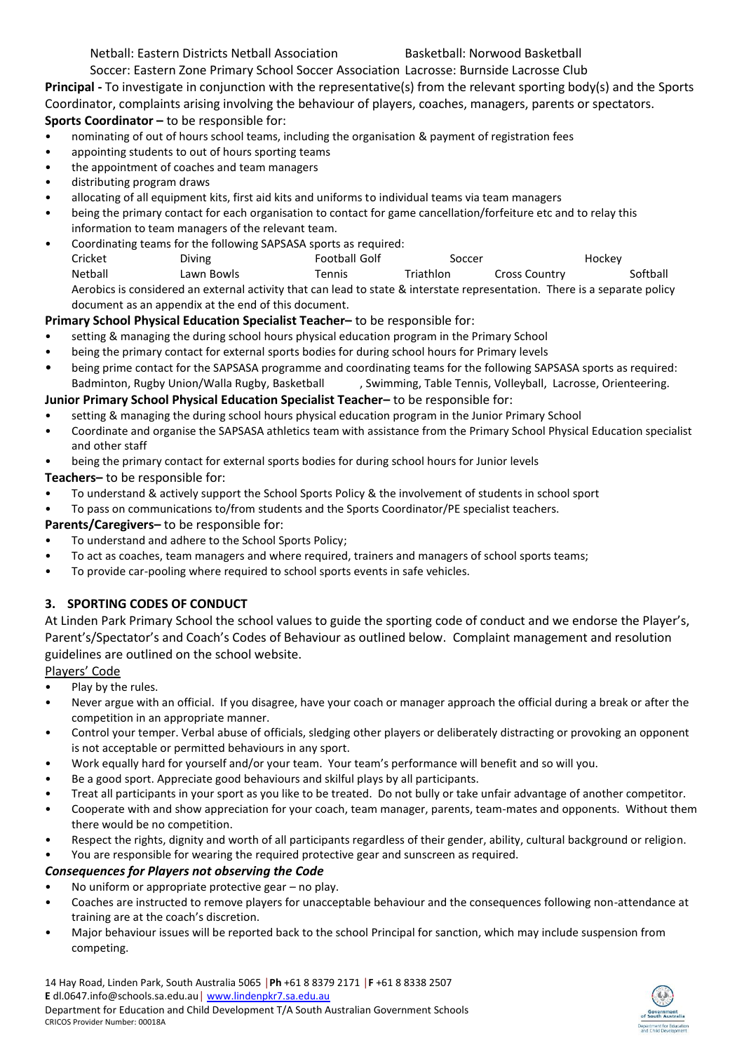Netball: Eastern Districts Netball Association Basketball: Norwood Basketball
Soccer: Eastern Zone Primary School Soccer Association Lacrosse: Burnside Lacrosse Club

**Principal -** To investigate in conjunction with the representative(s) from the relevant sporting body(s) and the Sports Coordinator, complaints arising involving the behaviour of players, coaches, managers, parents or spectators.

**Sports Coordinator –** to be responsible for:

- nominating of out of hours school teams, including the organisation & payment of registration fees
- appointing students to out of hours sporting teams
- the appointment of coaches and team managers
- distributing program draws
- allocating of all equipment kits, first aid kits and uniforms to individual teams via team managers
- being the primary contact for each organisation to contact for game cancellation/forfeiture etc and to relay this information to team managers of the relevant team.
- Coordinating teams for the following SAPSASA sports as required:
  Cricket Diving Football Golf Soccer Hockey
  Netball Lawn Bowls Tennis Triathlon Cross Country Softball
  Aerobics is considered an external activity that can lead to state & interstate representation. There is a separate policy document as an appendix at the end of this document.

**Primary School Physical Education Specialist Teacher–** to be responsible for:

- setting & managing the during school hours physical education program in the Primary School
- being the primary contact for external sports bodies for during school hours for Primary levels
- being prime contact for the SAPSASA programme and coordinating teams for the following SAPSASA sports as required: Badminton, Rugby Union/Walla Rugby, Basketball , Swimming, Table Tennis, Volleyball, Lacrosse, Orienteering.

**Junior Primary School Physical Education Specialist Teacher–** to be responsible for:

- setting & managing the during school hours physical education program in the Junior Primary School
- Coordinate and organise the SAPSASA athletics team with assistance from the Primary School Physical Education specialist and other staff
- being the primary contact for external sports bodies for during school hours for Junior levels

**Teachers–** to be responsible for:

- To understand & actively support the School Sports Policy & the involvement of students in school sport
- To pass on communications to/from students and the Sports Coordinator/PE specialist teachers.

**Parents/Caregivers–** to be responsible for:

- To understand and adhere to the School Sports Policy;
- To act as coaches, team managers and where required, trainers and managers of school sports teams;
- To provide car-pooling where required to school sports events in safe vehicles.

## 3. SPORTING CODES OF CONDUCT

At Linden Park Primary School the school values to guide the sporting code of conduct and we endorse the Player's, Parent's/Spectator's and Coach's Codes of Behaviour as outlined below. Complaint management and resolution guidelines are outlined on the school website.

Players' Code

- Play by the rules.
- Never argue with an official. If you disagree, have your coach or manager approach the official during a break or after the competition in an appropriate manner.
- Control your temper. Verbal abuse of officials, sledging other players or deliberately distracting or provoking an opponent is not acceptable or permitted behaviours in any sport.
- Work equally hard for yourself and/or your team. Your team's performance will benefit and so will you.
- Be a good sport. Appreciate good behaviours and skilful plays by all participants.
- Treat all participants in your sport as you like to be treated. Do not bully or take unfair advantage of another competitor.
- Cooperate with and show appreciation for your coach, team manager, parents, team-mates and opponents. Without them there would be no competition.
- Respect the rights, dignity and worth of all participants regardless of their gender, ability, cultural background or religion.
- You are responsible for wearing the required protective gear and sunscreen as required.

***Consequences for Players not observing the Code***

- No uniform or appropriate protective gear – no play.
- Coaches are instructed to remove players for unacceptable behaviour and the consequences following non-attendance at training are at the coach's discretion.
- Major behaviour issues will be reported back to the school Principal for sanction, which may include suspension from competing.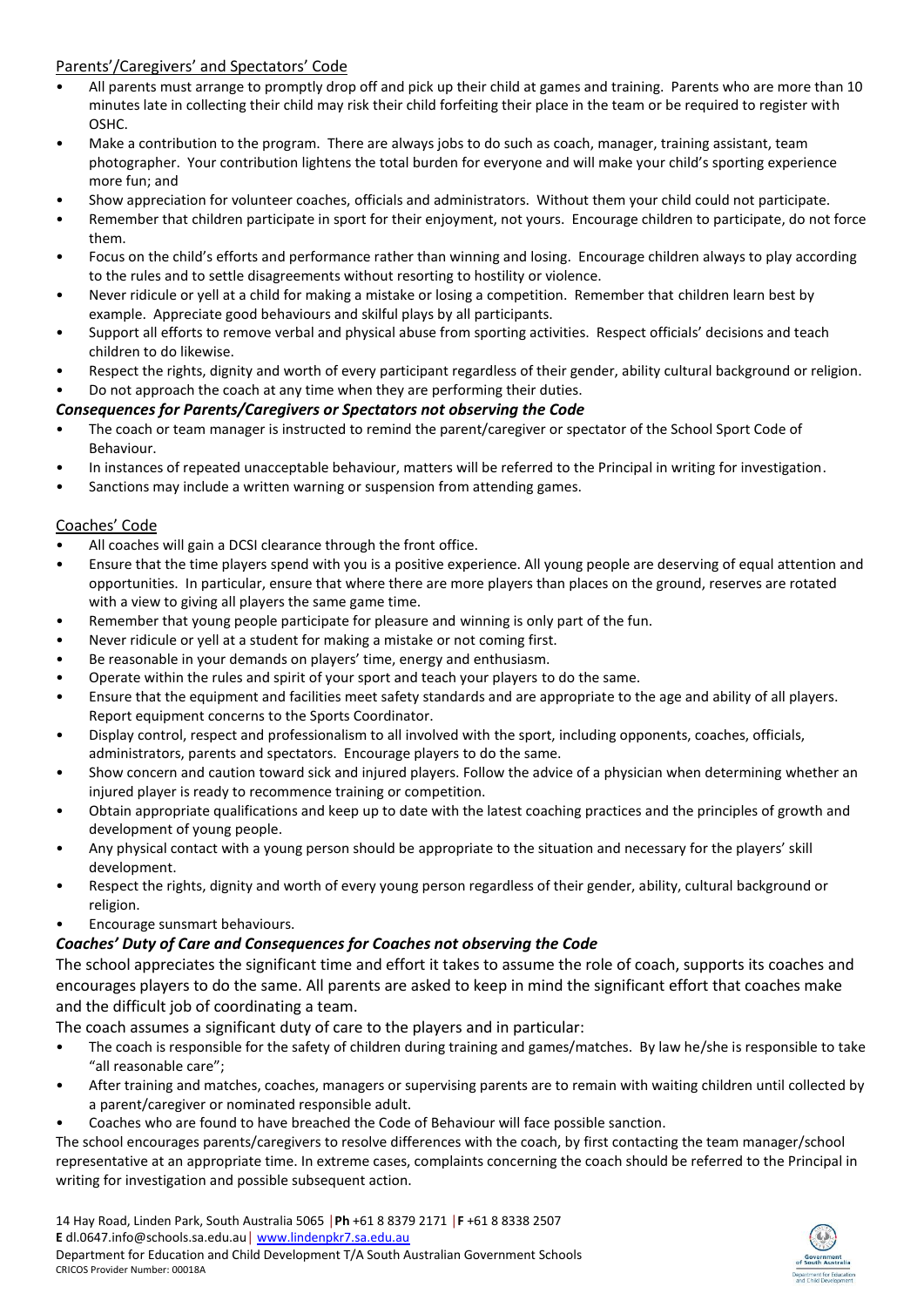Parents'/Caregivers' and Spectators' Code

- All parents must arrange to promptly drop off and pick up their child at games and training. Parents who are more than 10 minutes late in collecting their child may risk their child forfeiting their place in the team or be required to register with OSHC.
- Make a contribution to the program. There are always jobs to do such as coach, manager, training assistant, team photographer. Your contribution lightens the total burden for everyone and will make your child's sporting experience more fun; and
- Show appreciation for volunteer coaches, officials and administrators. Without them your child could not participate.
- Remember that children participate in sport for their enjoyment, not yours. Encourage children to participate, do not force them.
- Focus on the child's efforts and performance rather than winning and losing. Encourage children always to play according to the rules and to settle disagreements without resorting to hostility or violence.
- Never ridicule or yell at a child for making a mistake or losing a competition. Remember that children learn best by example. Appreciate good behaviours and skilful plays by all participants.
- Support all efforts to remove verbal and physical abuse from sporting activities. Respect officials' decisions and teach children to do likewise.
- Respect the rights, dignity and worth of every participant regardless of their gender, ability cultural background or religion.
- Do not approach the coach at any time when they are performing their duties.

***Consequences for Parents/Caregivers or Spectators not observing the Code***

- The coach or team manager is instructed to remind the parent/caregiver or spectator of the School Sport Code of Behaviour.
- In instances of repeated unacceptable behaviour, matters will be referred to the Principal in writing for investigation.
- Sanctions may include a written warning or suspension from attending games.

Coaches' Code

- All coaches will gain a DCSI clearance through the front office.
- Ensure that the time players spend with you is a positive experience. All young people are deserving of equal attention and opportunities. In particular, ensure that where there are more players than places on the ground, reserves are rotated with a view to giving all players the same game time.
- Remember that young people participate for pleasure and winning is only part of the fun.
- Never ridicule or yell at a student for making a mistake or not coming first.
- Be reasonable in your demands on players' time, energy and enthusiasm.
- Operate within the rules and spirit of your sport and teach your players to do the same.
- Ensure that the equipment and facilities meet safety standards and are appropriate to the age and ability of all players. Report equipment concerns to the Sports Coordinator.
- Display control, respect and professionalism to all involved with the sport, including opponents, coaches, officials, administrators, parents and spectators. Encourage players to do the same.
- Show concern and caution toward sick and injured players. Follow the advice of a physician when determining whether an injured player is ready to recommence training or competition.
- Obtain appropriate qualifications and keep up to date with the latest coaching practices and the principles of growth and development of young people.
- Any physical contact with a young person should be appropriate to the situation and necessary for the players' skill development.
- Respect the rights, dignity and worth of every young person regardless of their gender, ability, cultural background or religion.
- Encourage sunsmart behaviours.

***Coaches' Duty of Care and Consequences for Coaches not observing the Code***

The school appreciates the significant time and effort it takes to assume the role of coach, supports its coaches and encourages players to do the same. All parents are asked to keep in mind the significant effort that coaches make and the difficult job of coordinating a team.

The coach assumes a significant duty of care to the players and in particular:

- The coach is responsible for the safety of children during training and games/matches. By law he/she is responsible to take "all reasonable care";
- After training and matches, coaches, managers or supervising parents are to remain with waiting children until collected by a parent/caregiver or nominated responsible adult.
- Coaches who are found to have breached the Code of Behaviour will face possible sanction.

The school encourages parents/caregivers to resolve differences with the coach, by first contacting the team manager/school representative at an appropriate time. In extreme cases, complaints concerning the coach should be referred to the Principal in writing for investigation and possible subsequent action.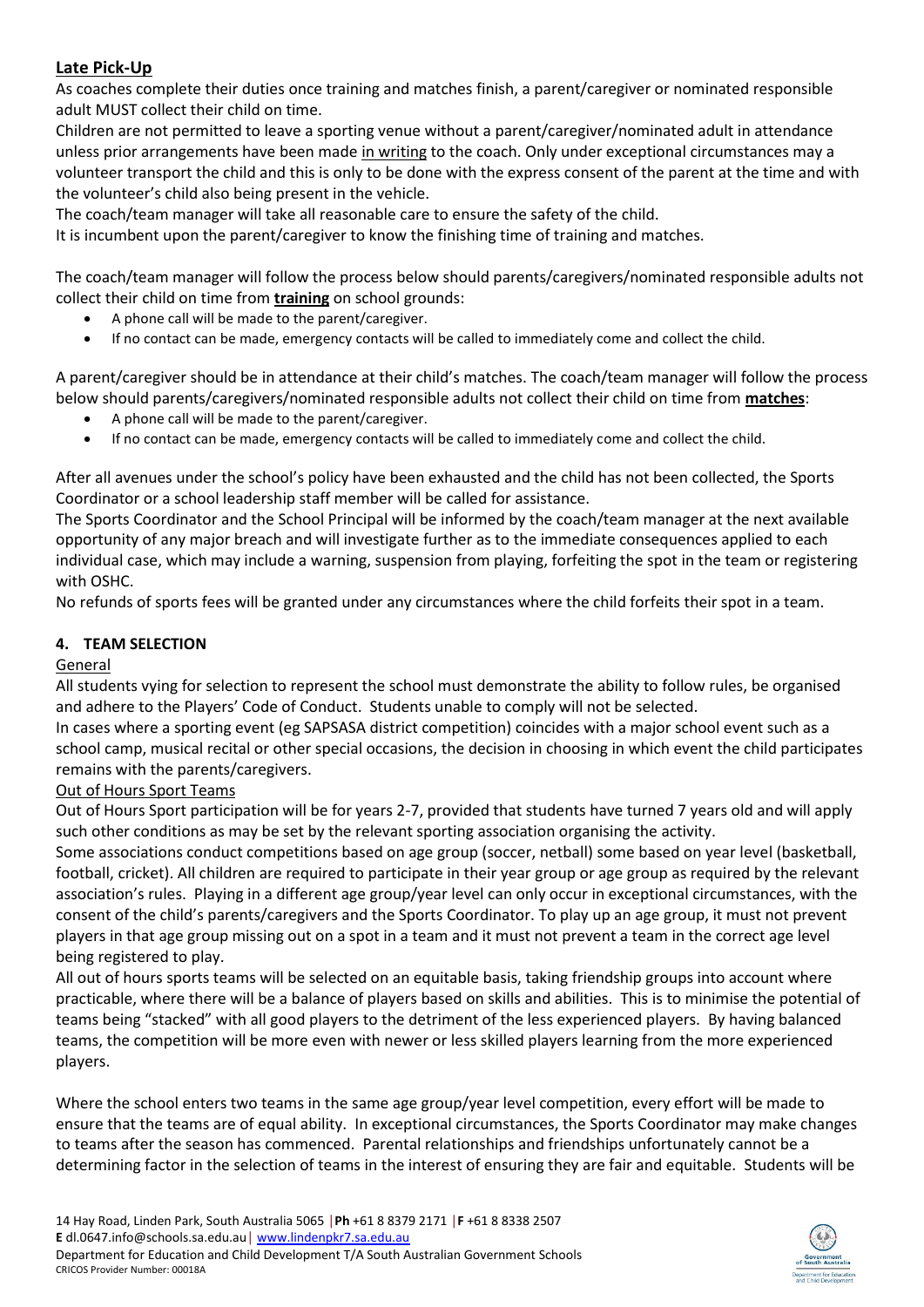## Late Pick-Up

As coaches complete their duties once training and matches finish, a parent/caregiver or nominated responsible adult MUST collect their child on time.

Children are not permitted to leave a sporting venue without a parent/caregiver/nominated adult in attendance unless prior arrangements have been made in writing to the coach. Only under exceptional circumstances may a volunteer transport the child and this is only to be done with the express consent of the parent at the time and with the volunteer's child also being present in the vehicle.

The coach/team manager will take all reasonable care to ensure the safety of the child.

It is incumbent upon the parent/caregiver to know the finishing time of training and matches.

The coach/team manager will follow the process below should parents/caregivers/nominated responsible adults not collect their child on time from **training** on school grounds:

- A phone call will be made to the parent/caregiver.
- If no contact can be made, emergency contacts will be called to immediately come and collect the child.

A parent/caregiver should be in attendance at their child's matches. The coach/team manager will follow the process below should parents/caregivers/nominated responsible adults not collect their child on time from **matches**:

- A phone call will be made to the parent/caregiver.
- If no contact can be made, emergency contacts will be called to immediately come and collect the child.

After all avenues under the school's policy have been exhausted and the child has not been collected, the Sports Coordinator or a school leadership staff member will be called for assistance.

The Sports Coordinator and the School Principal will be informed by the coach/team manager at the next available opportunity of any major breach and will investigate further as to the immediate consequences applied to each individual case, which may include a warning, suspension from playing, forfeiting the spot in the team or registering with OSHC.

No refunds of sports fees will be granted under any circumstances where the child forfeits their spot in a team.

## 4. TEAM SELECTION

### General

All students vying for selection to represent the school must demonstrate the ability to follow rules, be organised and adhere to the Players' Code of Conduct. Students unable to comply will not be selected.

In cases where a sporting event (eg SAPSASA district competition) coincides with a major school event such as a school camp, musical recital or other special occasions, the decision in choosing in which event the child participates remains with the parents/caregivers.

### Out of Hours Sport Teams

Out of Hours Sport participation will be for years 2-7, provided that students have turned 7 years old and will apply such other conditions as may be set by the relevant sporting association organising the activity.

Some associations conduct competitions based on age group (soccer, netball) some based on year level (basketball, football, cricket). All children are required to participate in their year group or age group as required by the relevant association's rules. Playing in a different age group/year level can only occur in exceptional circumstances, with the consent of the child's parents/caregivers and the Sports Coordinator. To play up an age group, it must not prevent players in that age group missing out on a spot in a team and it must not prevent a team in the correct age level being registered to play.

All out of hours sports teams will be selected on an equitable basis, taking friendship groups into account where practicable, where there will be a balance of players based on skills and abilities. This is to minimise the potential of teams being "stacked" with all good players to the detriment of the less experienced players. By having balanced teams, the competition will be more even with newer or less skilled players learning from the more experienced players.

Where the school enters two teams in the same age group/year level competition, every effort will be made to ensure that the teams are of equal ability. In exceptional circumstances, the Sports Coordinator may make changes to teams after the season has commenced. Parental relationships and friendships unfortunately cannot be a determining factor in the selection of teams in the interest of ensuring they are fair and equitable. Students will be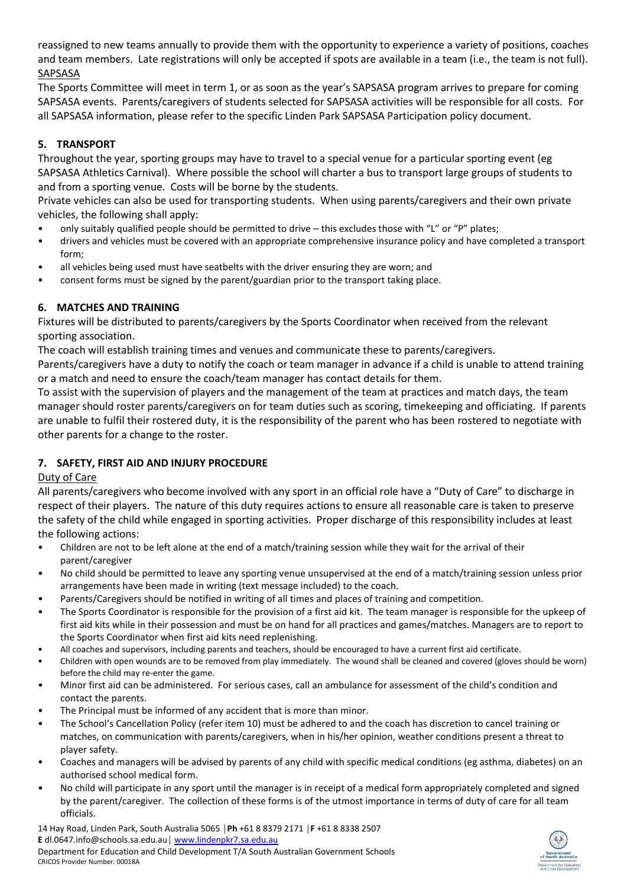reassigned to new teams annually to provide them with the opportunity to experience a variety of positions, coaches and team members. Late registrations will only be accepted if spots are available in a team (i.e., the team is not full).

SAPSASA

The Sports Committee will meet in term 1, or as soon as the year's SAPSASA program arrives to prepare for coming SAPSASA events. Parents/caregivers of students selected for SAPSASA activities will be responsible for all costs. For all SAPSASA information, please refer to the specific Linden Park SAPSASA Participation policy document.

## 5. TRANSPORT

Throughout the year, sporting groups may have to travel to a special venue for a particular sporting event (eg SAPSASA Athletics Carnival). Where possible the school will charter a bus to transport large groups of students to and from a sporting venue. Costs will be borne by the students.

Private vehicles can also be used for transporting students. When using parents/caregivers and their own private vehicles, the following shall apply:

- only suitably qualified people should be permitted to drive – this excludes those with "L" or "P" plates;
- drivers and vehicles must be covered with an appropriate comprehensive insurance policy and have completed a transport form;
- all vehicles being used must have seatbelts with the driver ensuring they are worn; and
- consent forms must be signed by the parent/guardian prior to the transport taking place.

## 6. MATCHES AND TRAINING

Fixtures will be distributed to parents/caregivers by the Sports Coordinator when received from the relevant sporting association.

The coach will establish training times and venues and communicate these to parents/caregivers.

Parents/caregivers have a duty to notify the coach or team manager in advance if a child is unable to attend training or a match and need to ensure the coach/team manager has contact details for them.

To assist with the supervision of players and the management of the team at practices and match days, the team manager should roster parents/caregivers on for team duties such as scoring, timekeeping and officiating. If parents are unable to fulfil their rostered duty, it is the responsibility of the parent who has been rostered to negotiate with other parents for a change to the roster.

## 7. SAFETY, FIRST AID AND INJURY PROCEDURE

Duty of Care

All parents/caregivers who become involved with any sport in an official role have a "Duty of Care" to discharge in respect of their players. The nature of this duty requires actions to ensure all reasonable care is taken to preserve the safety of the child while engaged in sporting activities. Proper discharge of this responsibility includes at least the following actions:

- Children are not to be left alone at the end of a match/training session while they wait for the arrival of their parent/caregiver
- No child should be permitted to leave any sporting venue unsupervised at the end of a match/training session unless prior arrangements have been made in writing (text message included) to the coach.
- Parents/Caregivers should be notified in writing of all times and places of training and competition.
- The Sports Coordinator is responsible for the provision of a first aid kit. The team manager is responsible for the upkeep of first aid kits while in their possession and must be on hand for all practices and games/matches. Managers are to report to the Sports Coordinator when first aid kits need replenishing.
- All coaches and supervisors, including parents and teachers, should be encouraged to have a current first aid certificate.
- Children with open wounds are to be removed from play immediately. The wound shall be cleaned and covered (gloves should be worn) before the child may re-enter the game.
- Minor first aid can be administered. For serious cases, call an ambulance for assessment of the child's condition and contact the parents.
- The Principal must be informed of any accident that is more than minor.
- The School's Cancellation Policy (refer item 10) must be adhered to and the coach has discretion to cancel training or matches, on communication with parents/caregivers, when in his/her opinion, weather conditions present a threat to player safety.
- Coaches and managers will be advised by parents of any child with specific medical conditions (eg asthma, diabetes) on an authorised school medical form.
- No child will participate in any sport until the manager is in receipt of a medical form appropriately completed and signed by the parent/caregiver. The collection of these forms is of the utmost importance in terms of duty of care for all team officials.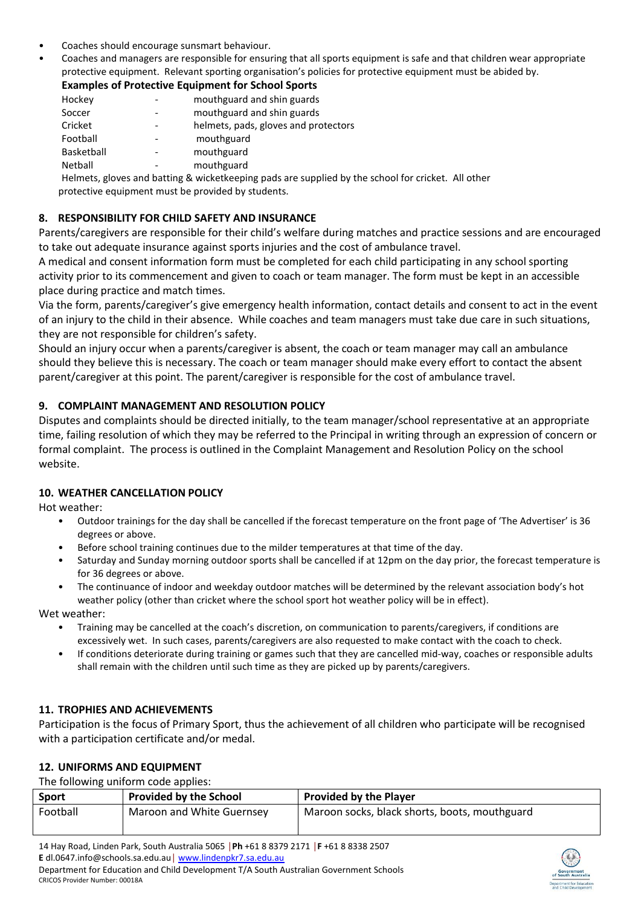- Coaches should encourage sunsmart behaviour.
- Coaches and managers are responsible for ensuring that all sports equipment is safe and that children wear appropriate protective equipment. Relevant sporting organisation's policies for protective equipment must be abided by.

**Examples of Protective Equipment for School Sports**

| | | |
|---|---|---|
| Hockey | - | mouthguard and shin guards |
| Soccer | - | mouthguard and shin guards |
| Cricket | - | helmets, pads, gloves and protectors |
| Football | - | mouthguard |
| Basketball | - | mouthguard |
| Netball | - | mouthguard |

Helmets, gloves and batting & wicketkeeping pads are supplied by the school for cricket. All other protective equipment must be provided by students.

## 8. RESPONSIBILITY FOR CHILD SAFETY AND INSURANCE

Parents/caregivers are responsible for their child's welfare during matches and practice sessions and are encouraged to take out adequate insurance against sports injuries and the cost of ambulance travel.

A medical and consent information form must be completed for each child participating in any school sporting activity prior to its commencement and given to coach or team manager. The form must be kept in an accessible place during practice and match times.

Via the form, parents/caregiver's give emergency health information, contact details and consent to act in the event of an injury to the child in their absence. While coaches and team managers must take due care in such situations, they are not responsible for children's safety.

Should an injury occur when a parents/caregiver is absent, the coach or team manager may call an ambulance should they believe this is necessary. The coach or team manager should make every effort to contact the absent parent/caregiver at this point. The parent/caregiver is responsible for the cost of ambulance travel.

## 9. COMPLAINT MANAGEMENT AND RESOLUTION POLICY

Disputes and complaints should be directed initially, to the team manager/school representative at an appropriate time, failing resolution of which they may be referred to the Principal in writing through an expression of concern or formal complaint. The process is outlined in the Complaint Management and Resolution Policy on the school website.

## 10. WEATHER CANCELLATION POLICY

Hot weather:

- Outdoor trainings for the day shall be cancelled if the forecast temperature on the front page of 'The Advertiser' is 36 degrees or above.
- Before school training continues due to the milder temperatures at that time of the day.
- Saturday and Sunday morning outdoor sports shall be cancelled if at 12pm on the day prior, the forecast temperature is for 36 degrees or above.
- The continuance of indoor and weekday outdoor matches will be determined by the relevant association body's hot weather policy (other than cricket where the school sport hot weather policy will be in effect).

Wet weather:

- Training may be cancelled at the coach's discretion, on communication to parents/caregivers, if conditions are excessively wet. In such cases, parents/caregivers are also requested to make contact with the coach to check.
- If conditions deteriorate during training or games such that they are cancelled mid-way, coaches or responsible adults shall remain with the children until such time as they are picked up by parents/caregivers.

## 11. TROPHIES AND ACHIEVEMENTS

Participation is the focus of Primary Sport, thus the achievement of all children who participate will be recognised with a participation certificate and/or medal.

## 12. UNIFORMS AND EQUIPMENT

The following uniform code applies:

| Sport | Provided by the School | Provided by the Player |
|---|---|---|
| Football | Maroon and White Guernsey | Maroon socks, black shorts, boots, mouthguard |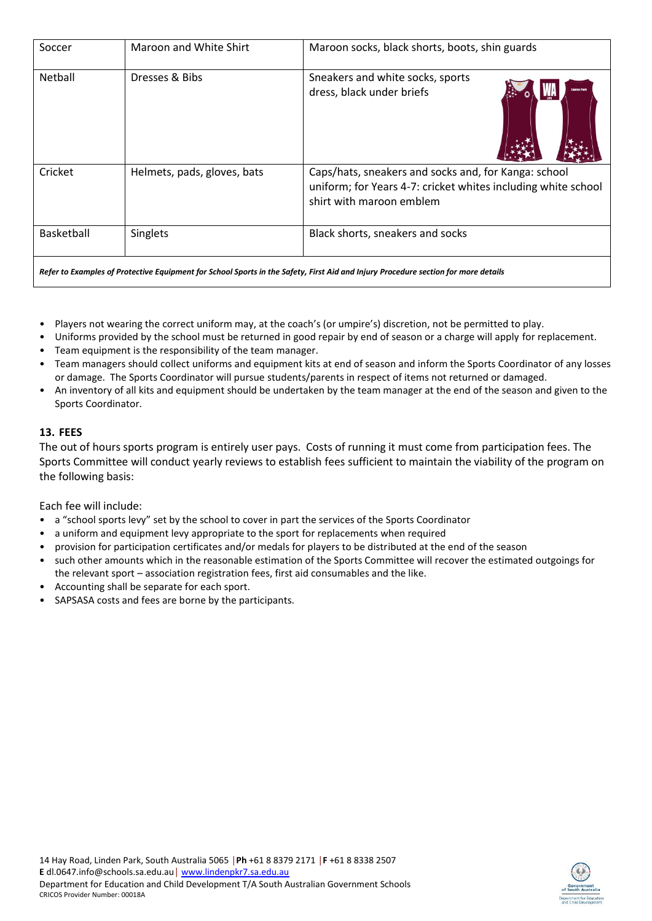| | | |
|---|---|---|
| Soccer | Maroon and White Shirt | Maroon socks, black shorts, boots, shin guards |
| Netball | Dresses & Bibs | Sneakers and white socks, sports dress, black under briefs |
| Cricket | Helmets, pads, gloves, bats | Caps/hats, sneakers and socks and, for Kanga: school uniform; for Years 4-7: cricket whites including white school shirt with maroon emblem |
| Basketball | Singlets | Black shorts, sneakers and socks |
| ***Refer to Examples of Protective Equipment for School Sports in the Safety, First Aid and Injury Procedure section for more details*** | | |

- Players not wearing the correct uniform may, at the coach's (or umpire's) discretion, not be permitted to play.
- Uniforms provided by the school must be returned in good repair by end of season or a charge will apply for replacement.
- Team equipment is the responsibility of the team manager.
- Team managers should collect uniforms and equipment kits at end of season and inform the Sports Coordinator of any losses or damage. The Sports Coordinator will pursue students/parents in respect of items not returned or damaged.
- An inventory of all kits and equipment should be undertaken by the team manager at the end of the season and given to the Sports Coordinator.

## 13. FEES

The out of hours sports program is entirely user pays. Costs of running it must come from participation fees. The Sports Committee will conduct yearly reviews to establish fees sufficient to maintain the viability of the program on the following basis:

Each fee will include:

- a "school sports levy" set by the school to cover in part the services of the Sports Coordinator
- a uniform and equipment levy appropriate to the sport for replacements when required
- provision for participation certificates and/or medals for players to be distributed at the end of the season
- such other amounts which in the reasonable estimation of the Sports Committee will recover the estimated outgoings for the relevant sport – association registration fees, first aid consumables and the like.
- Accounting shall be separate for each sport.
- SAPSASA costs and fees are borne by the participants.